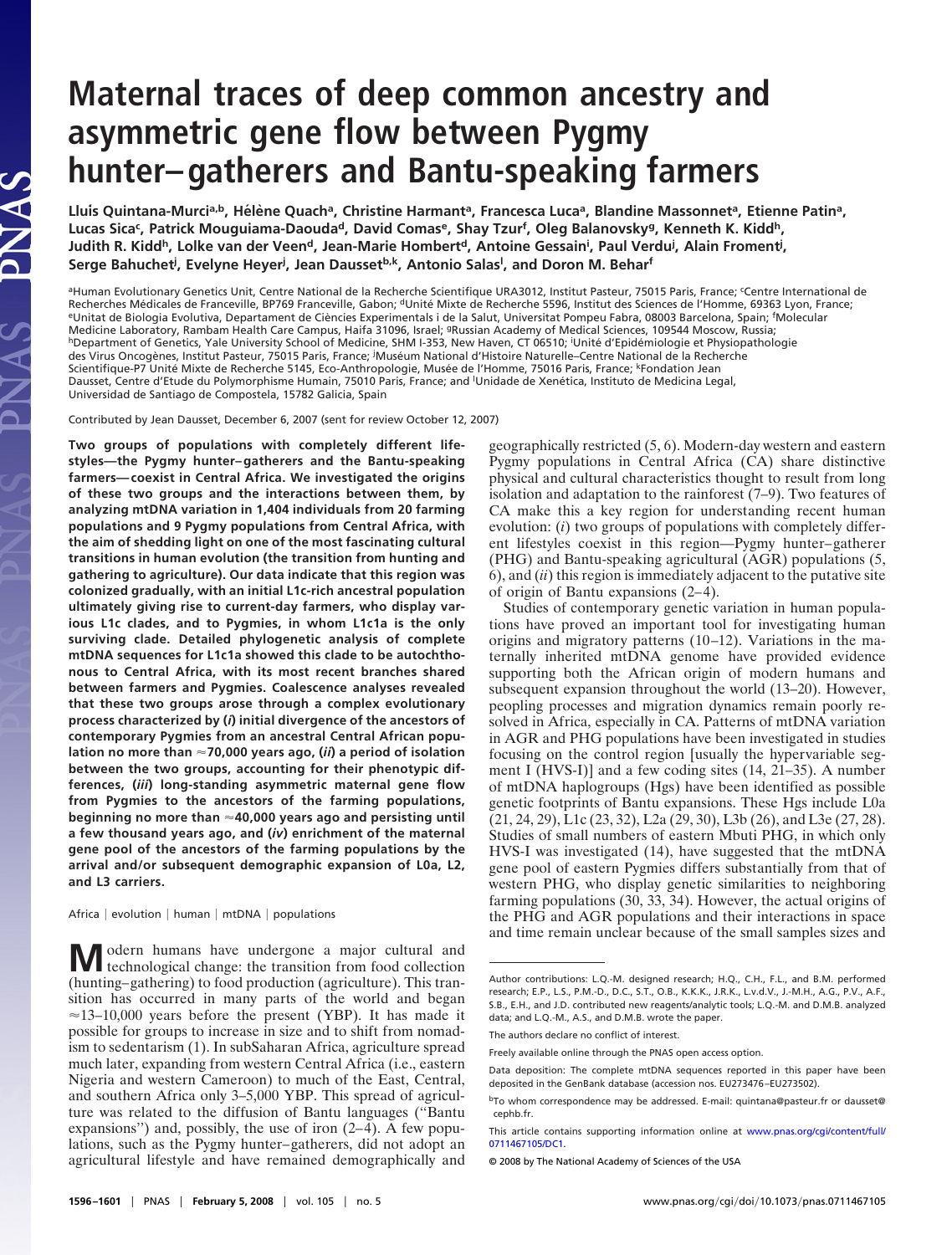# Maternal traces of deep common ancestry and asymmetric gene flow between Pygmy hunter–gatherers and Bantu-speaking farmers

Lluís Quintana-Murci[a,b], Hélène Quach[a], Christine Harmant[a], Francesca Luca[a], Blandine Massonnet[a], Etienne Patin[a], Lucas Sica[c], Patrick Mouguiama-Daouda[d], David Comas[e], Shay Tzur[f], Oleg Balanovsky[g], Kenneth K. Kidd[h], Judith R. Kidd[h], Lolke van der Veen[d], Jean-Marie Hombert[d], Antoine Gessain[i], Paul Verdu[j], Alain Froment[j], Serge Bahuchet[j], Evelyne Heyer[j], Jean Dausset[b,k], Antonio Salas[l], and Doron M. Behar[f]

[a]Human Evolutionary Genetics Unit, Centre National de la Recherche Scientifique URA3012, Institut Pasteur, 75015 Paris, France; [c]Centre International de Recherches Médicales de Franceville, BP769 Franceville, Gabon; [d]Unité Mixte de Recherche 5596, Institut des Sciences de l'Homme, 69363 Lyon, France; [e]Unitat de Biologia Evolutiva, Departament de Ciències Experimentals i de la Salut, Universitat Pompeu Fabra, 08003 Barcelona, Spain; [f]Molecular Medicine Laboratory, Rambam Health Care Campus, Haifa 31096, Israel; [g]Russian Academy of Medical Sciences, 109544 Moscow, Russia; [h]Department of Genetics, Yale University School of Medicine, SHM I-353, New Haven, CT 06510; [i]Unité d'Epidémiologie et Physiopathologie des Virus Oncogènes, Institut Pasteur, 75015 Paris, France; [j]Muséum National d'Histoire Naturelle–Centre National de la Recherche Scientifique-P7 Unité Mixte de Recherche 5145, Eco-Anthropologie, Musée de l'Homme, 75016 Paris, France; [k]Fondation Jean Dausset, Centre d'Etude du Polymorphisme Humain, 75010 Paris, France; and [l]Unidade de Xenética, Instituto de Medicina Legal, Universidad de Santiago de Compostela, 15782 Galicia, Spain

Contributed by Jean Dausset, December 6, 2007 (sent for review October 12, 2007)

**Two groups of populations with completely different lifestyles—the Pygmy hunter–gatherers and the Bantu-speaking farmers—coexist in Central Africa. We investigated the origins of these two groups and the interactions between them, by analyzing mtDNA variation in 1,404 individuals from 20 farming populations and 9 Pygmy populations from Central Africa, with the aim of shedding light on one of the most fascinating cultural transitions in human evolution (the transition from hunting and gathering to agriculture). Our data indicate that this region was colonized gradually, with an initial L1c-rich ancestral population ultimately giving rise to current-day farmers, who display various L1c clades, and to Pygmies, in whom L1c1a is the only surviving clade. Detailed phylogenetic analysis of complete mtDNA sequences for L1c1a showed this clade to be autochthonous to Central Africa, with its most recent branches shared between farmers and Pygmies. Coalescence analyses revealed that these two groups arose through a complex evolutionary process characterized by (*i*) initial divergence of the ancestors of contemporary Pygmies from an ancestral Central African population no more than ≈70,000 years ago, (*ii*) a period of isolation between the two groups, accounting for their phenotypic differences, (*iii*) long-standing asymmetric maternal gene flow from Pygmies to the ancestors of the farming populations, beginning no more than ≈40,000 years ago and persisting until a few thousand years ago, and (*iv*) enrichment of the maternal gene pool of the ancestors of the farming populations by the arrival and/or subsequent demographic expansion of L0a, L2, and L3 carriers.**

Africa | evolution | human | mtDNA | populations

Modern humans have undergone a major cultural and technological change: the transition from food collection (hunting–gathering) to food production (agriculture). This transition has occurred in many parts of the world and began ≈13–10,000 years before the present (YBP). It has made it possible for groups to increase in size and to shift from nomadism to sedentarism (1). In subSaharan Africa, agriculture spread much later, expanding from western Central Africa (i.e., eastern Nigeria and western Cameroon) to much of the East, Central, and southern Africa only 3–5,000 YBP. This spread of agriculture was related to the diffusion of Bantu languages ("Bantu expansions") and, possibly, the use of iron (2–4). A few populations, such as the Pygmy hunter–gatherers, did not adopt an agricultural lifestyle and have remained demographically and geographically restricted (5, 6). Modern-day western and eastern Pygmy populations in Central Africa (CA) share distinctive physical and cultural characteristics thought to result from long isolation and adaptation to the rainforest (7–9). Two features of CA make this a key region for understanding recent human evolution: (*i*) two groups of populations with completely different lifestyles coexist in this region—Pygmy hunter–gatherer (PHG) and Bantu-speaking agricultural (AGR) populations (5, 6), and (*ii*) this region is immediately adjacent to the putative site of origin of Bantu expansions (2–4).

Studies of contemporary genetic variation in human populations have proved an important tool for investigating human origins and migratory patterns (10–12). Variations in the maternally inherited mtDNA genome have provided evidence supporting both the African origin of modern humans and subsequent expansion throughout the world (13–20). However, peopling processes and migration dynamics remain poorly resolved in Africa, especially in CA. Patterns of mtDNA variation in AGR and PHG populations have been investigated in studies focusing on the control region [usually the hypervariable segment I (HVS-I)] and a few coding sites (14, 21–35). A number of mtDNA haplogroups (Hgs) have been identified as possible genetic footprints of Bantu expansions. These Hgs include L0a (21, 24, 29), L1c (23, 32), L2a (29, 30), L3b (26), and L3e (27, 28). Studies of small numbers of eastern Mbuti PHG, in which only HVS-I was investigated (14), have suggested that the mtDNA gene pool of eastern Pygmies differs substantially from that of western PHG, who display genetic similarities to neighboring farming populations (30, 33, 34). However, the actual origins of the PHG and AGR populations and their interactions in space and time remain unclear because of the small samples sizes and

Author contributions: L.Q.-M. designed research; H.Q., C.H., F.L., and B.M. performed research; E.P., L.S., P.M.-D., D.C., S.T., O.B., K.K.K., J.R.K., L.v.d.V., J.-M.H., A.G., P.V., A.F., S.B., E.H., and J.D. contributed new reagents/analytic tools; L.Q.-M. and D.M.B. analyzed data; and L.Q.-M., A.S., and D.M.B. wrote the paper.

The authors declare no conflict of interest.

Freely available online through the PNAS open access option.

Data deposition: The complete mtDNA sequences reported in this paper have been deposited in the GenBank database (accession nos. EU273476–EU273502).

[b]To whom correspondence may be addressed. E-mail: quintana@pasteur.fr or dausset@cephb.fr.

This article contains supporting information online at www.pnas.org/cgi/content/full/0711467105/DC1.

© 2008 by The National Academy of Sciences of the USA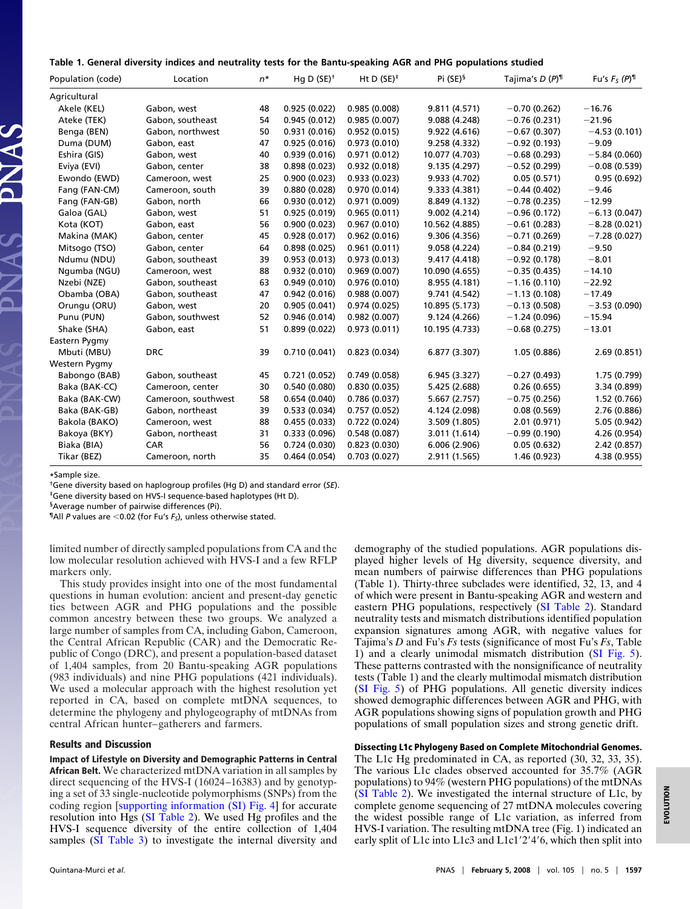**Table 1. General diversity indices and neutrality tests for the Bantu-speaking AGR and PHG populations studied**

| Population (code) | Location | $n$* | Hg D (SE)† | Ht D (SE)‡ | Pi (SE)§ | Tajima's $D$ ($P$)¶ | Fu's $F_S$ ($P$)¶ |
|---|---|---|---|---|---|---|---|
| Agricultural | | | | | | | |
| Akele (KEL) | Gabon, west | 48 | 0.925 (0.022) | 0.985 (0.008) | 9.811 (4.571) | −0.70 (0.262) | −16.76 |
| Ateke (TEK) | Gabon, southeast | 54 | 0.945 (0.012) | 0.985 (0.007) | 9.088 (4.248) | −0.76 (0.231) | −21.96 |
| Benga (BEN) | Gabon, northwest | 50 | 0.931 (0.016) | 0.952 (0.015) | 9.922 (4.616) | −0.67 (0.307) | −4.53 (0.101) |
| Duma (DUM) | Gabon, east | 47 | 0.925 (0.016) | 0.973 (0.010) | 9.258 (4.332) | −0.92 (0.193) | −9.09 |
| Eshira (GIS) | Gabon, west | 40 | 0.939 (0.016) | 0.971 (0.012) | 10.077 (4.703) | −0.68 (0.293) | −5.84 (0.060) |
| Eviya (EVI) | Gabon, center | 38 | 0.898 (0.023) | 0.932 (0.018) | 9.135 (4.297) | −0.52 (0.299) | −0.08 (0.539) |
| Ewondo (EWD) | Cameroon, west | 25 | 0.900 (0.023) | 0.933 (0.023) | 9.933 (4.702) | 0.05 (0.571) | 0.95 (0.692) |
| Fang (FAN-CM) | Cameroon, south | 39 | 0.880 (0.028) | 0.970 (0.014) | 9.333 (4.381) | −0.44 (0.402) | −9.46 |
| Fang (FAN-GB) | Gabon, north | 66 | 0.930 (0.012) | 0.971 (0.009) | 8.849 (4.132) | −0.78 (0.235) | −12.99 |
| Galoa (GAL) | Gabon, west | 51 | 0.925 (0.019) | 0.965 (0.011) | 9.002 (4.214) | −0.96 (0.172) | −6.13 (0.047) |
| Kota (KOT) | Gabon, east | 56 | 0.900 (0.023) | 0.967 (0.010) | 10.562 (4.885) | −0.61 (0.283) | −8.28 (0.021) |
| Makina (MAK) | Gabon, center | 45 | 0.928 (0.017) | 0.962 (0.016) | 9.306 (4.356) | −0.71 (0.269) | −7.28 (0.027) |
| Mitsogo (TSO) | Gabon, center | 64 | 0.898 (0.025) | 0.961 (0.011) | 9.058 (4.224) | −0.84 (0.219) | −9.50 |
| Ndumu (NDU) | Gabon, southeast | 39 | 0.953 (0.013) | 0.973 (0.013) | 9.417 (4.418) | −0.92 (0.178) | −8.01 |
| Ngumba (NGU) | Cameroon, west | 88 | 0.932 (0.010) | 0.969 (0.007) | 10.090 (4.655) | −0.35 (0.435) | −14.10 |
| Nzebi (NZE) | Gabon, southeast | 63 | 0.949 (0.010) | 0.976 (0.010) | 8.955 (4.181) | −1.16 (0.110) | −22.92 |
| Obamba (OBA) | Gabon, southeast | 47 | 0.942 (0.016) | 0.988 (0.007) | 9.741 (4.542) | −1.13 (0.108) | −17.49 |
| Orungu (ORU) | Gabon, west | 20 | 0.905 (0.041) | 0.974 (0.025) | 10.895 (5.173) | −0.13 (0.508) | −3.53 (0.090) |
| Punu (PUN) | Gabon, southwest | 52 | 0.946 (0.014) | 0.982 (0.007) | 9.124 (4.266) | −1.24 (0.096) | −15.94 |
| Shake (SHA) | Gabon, east | 51 | 0.899 (0.022) | 0.973 (0.011) | 10.195 (4.733) | −0.68 (0.275) | −13.01 |
| Eastern Pygmy | | | | | | | |
| Mbuti (MBU) | DRC | 39 | 0.710 (0.041) | 0.823 (0.034) | 6.877 (3.307) | 1.05 (0.886) | 2.69 (0.851) |
| Western Pygmy | | | | | | | |
| Babongo (BAB) | Gabon, southeast | 45 | 0.721 (0.052) | 0.749 (0.058) | 6.945 (3.327) | −0.27 (0.493) | 1.75 (0.799) |
| Baka (BAK-CC) | Cameroon, center | 30 | 0.540 (0.080) | 0.830 (0.035) | 5.425 (2.688) | 0.26 (0.655) | 3.34 (0.899) |
| Baka (BAK-CW) | Cameroon, southwest | 58 | 0.654 (0.040) | 0.786 (0.037) | 5.667 (2.757) | −0.75 (0.256) | 1.52 (0.766) |
| Baka (BAK-GB) | Gabon, northeast | 39 | 0.533 (0.034) | 0.757 (0.052) | 4.124 (2.098) | 0.08 (0.569) | 2.76 (0.886) |
| Bakola (BAKO) | Cameroon, west | 88 | 0.455 (0.033) | 0.722 (0.024) | 3.509 (1.805) | 2.01 (0.971) | 5.05 (0.942) |
| Bakoya (BKY) | Gabon, northeast | 31 | 0.333 (0.096) | 0.548 (0.087) | 3.011 (1.614) | −0.99 (0.190) | 4.26 (0.954) |
| Biaka (BIA) | CAR | 56 | 0.724 (0.030) | 0.823 (0.030) | 6.006 (2.906) | 0.05 (0.632) | 2.42 (0.857) |
| Tikar (BEZ) | Cameroon, north | 35 | 0.464 (0.054) | 0.703 (0.027) | 2.911 (1.565) | 1.46 (0.923) | 4.38 (0.955) |

*Sample size.

†Gene diversity based on haplogroup profiles (Hg D) and standard error (*SE*).

‡Gene diversity based on HVS-I sequence-based haplotypes (Ht D).

§Average number of pairwise differences (Pi).

¶All *P* values are <0.02 (for Fu's $F_S$), unless otherwise stated.

limited number of directly sampled populations from CA and the low molecular resolution achieved with HVS-I and a few RFLP markers only.

This study provides insight into one of the most fundamental questions in human evolution: ancient and present-day genetic ties between AGR and PHG populations and the possible common ancestry between these two groups. We analyzed a large number of samples from CA, including Gabon, Cameroon, the Central African Republic (CAR) and the Democratic Republic of Congo (DRC), and present a population-based dataset of 1,404 samples, from 20 Bantu-speaking AGR populations (983 individuals) and nine PHG populations (421 individuals). We used a molecular approach with the highest resolution yet reported in CA, based on complete mtDNA sequences, to determine the phylogeny and phylogeography of mtDNAs from central African hunter–gatherers and farmers.

## Results and Discussion

**Impact of Lifestyle on Diversity and Demographic Patterns in Central African Belt.** We characterized mtDNA variation in all samples by direct sequencing of the HVS-I (16024–16383) and by genotyping a set of 33 single-nucleotide polymorphisms (SNPs) from the coding region [supporting information (SI) Fig. 4] for accurate resolution into Hgs (SI Table 2). We used Hg profiles and the HVS-I sequence diversity of the entire collection of 1,404 samples (SI Table 3) to investigate the internal diversity and demography of the studied populations. AGR populations displayed higher levels of Hg diversity, sequence diversity, and mean numbers of pairwise differences than PHG populations (Table 1). Thirty-three subclades were identified, 32, 13, and 4 of which were present in Bantu-speaking AGR and western and eastern PHG populations, respectively (SI Table 2). Standard neutrality tests and mismatch distributions identified population expansion signatures among AGR, with negative values for Tajima's *D* and Fu's *Fs* tests (significance of most Fu's *Fs*, Table 1) and a clearly unimodal mismatch distribution (SI Fig. 5). These patterns contrasted with the nonsignificance of neutrality tests (Table 1) and the clearly multimodal mismatch distribution (SI Fig. 5) of PHG populations. All genetic diversity indices showed demographic differences between AGR and PHG, with AGR populations showing signs of population growth and PHG populations of small population sizes and strong genetic drift.

**Dissecting L1c Phylogeny Based on Complete Mitochondrial Genomes.** The L1c Hg predominated in CA, as reported (30, 32, 33, 35). The various L1c clades observed accounted for 35.7% (AGR populations) to 94% (western PHG populations) of the mtDNAs (SI Table 2). We investigated the internal structure of L1c, by complete genome sequencing of 27 mtDNA molecules covering the widest possible range of L1c variation, as inferred from HVS-I variation. The resulting mtDNA tree (Fig. 1) indicated an early split of L1c into L1c3 and L1c1′2′4′6, which then split into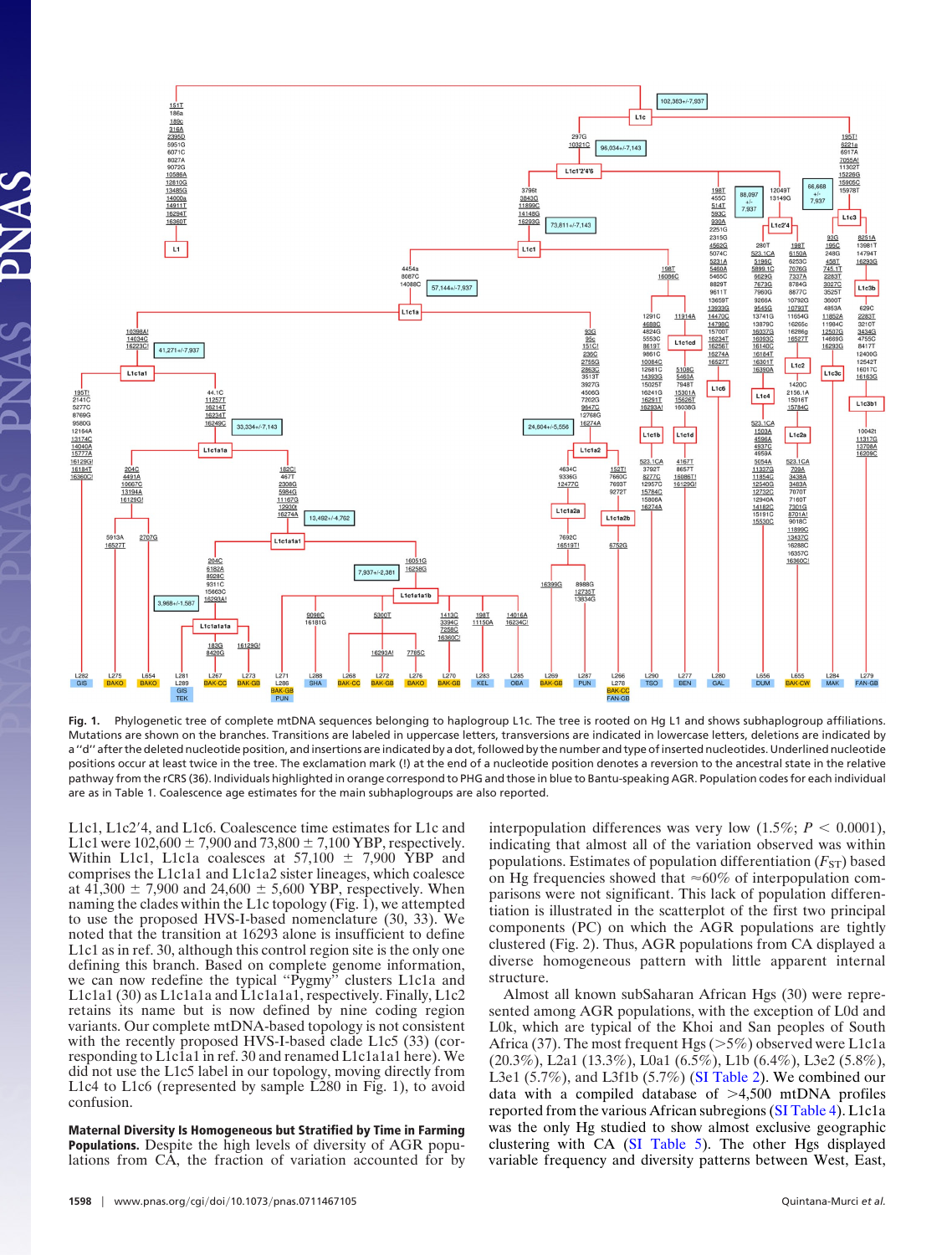Fig. 1. Phylogenetic tree of complete mtDNA sequences belonging to haplogroup L1c. The tree is rooted on Hg L1 and shows subhaplogroup affiliations. Mutations are shown on the branches. Transitions are labeled in uppercase letters, transversions are indicated in lowercase letters, deletions are indicated by a "d" after the deleted nucleotide position, and insertions are indicated by a dot, followed by the number and type of inserted nucleotides. Underlined nucleotide positions occur at least twice in the tree. The exclamation mark (!) at the end of a nucleotide position denotes a reversion to the ancestral state in the relative pathway from the rCRS (36). Individuals highlighted in orange correspond to PHG and those in blue to Bantu-speaking AGR. Population codes for each individual are as in Table 1. Coalescence age estimates for the main subhaplogroups are also reported.

L1c1, L1c2′4, and L1c6. Coalescence time estimates for L1c and L1c1 were 102,600 ± 7,900 and 73,800 ± 7,100 YBP, respectively. Within L1c1, L1c1a coalesces at 57,100 ± 7,900 YBP and comprises the L1c1a1 and L1c1a2 sister lineages, which coalesce at 41,300 ± 7,900 and 24,600 ± 5,600 YBP, respectively. When naming the clades within the L1c topology (Fig. 1), we attempted to use the proposed HVS-I-based nomenclature (30, 33). We noted that the transition at 16293 alone is insufficient to define L1c1 as in ref. 30, although this control region site is the only one defining this branch. Based on complete genome information, we can now redefine the typical "Pygmy" clusters L1c1a and L1c1a1 (30) as L1c1a1a and L1c1a1a1, respectively. Finally, L1c2 retains its name but is now defined by nine coding region variants. Our complete mtDNA-based topology is not consistent with the recently proposed HVS-I-based clade L1c5 (33) (corresponding to L1c1a1 in ref. 30 and renamed L1c1a1a1 here). We did not use the L1c5 label in our topology, moving directly from L1c4 to L1c6 (represented by sample L280 in Fig. 1), to avoid confusion.

**Maternal Diversity Is Homogeneous but Stratified by Time in Farming Populations.** Despite the high levels of diversity of AGR populations from CA, the fraction of variation accounted for by interpopulation differences was very low (1.5%; $P < 0.0001$), indicating that almost all of the variation observed was within populations. Estimates of population differentiation ($F_{ST}$) based on Hg frequencies showed that ≈60% of interpopulation comparisons were not significant. This lack of population differentiation is illustrated in the scatterplot of the first two principal components (PC) on which the AGR populations are tightly clustered (Fig. 2). Thus, AGR populations from CA displayed a diverse homogeneous pattern with little apparent internal structure.

Almost all known subSaharan African Hgs (30) were represented among AGR populations, with the exception of L0d and L0k, which are typical of the Khoi and San peoples of South Africa (37). The most frequent Hgs (>5%) observed were L1c1a (20.3%), L2a1 (13.3%), L0a1 (6.5%), L1b (6.4%), L3e2 (5.8%), L3e1 (5.7%), and L3f1b (5.7%) (SI Table 2). We combined our data with a compiled database of >4,500 mtDNA profiles reported from the various African subregions (SI Table 4). L1c1a was the only Hg studied to show almost exclusive geographic clustering with CA (SI Table 5). The other Hgs displayed variable frequency and diversity patterns between West, East,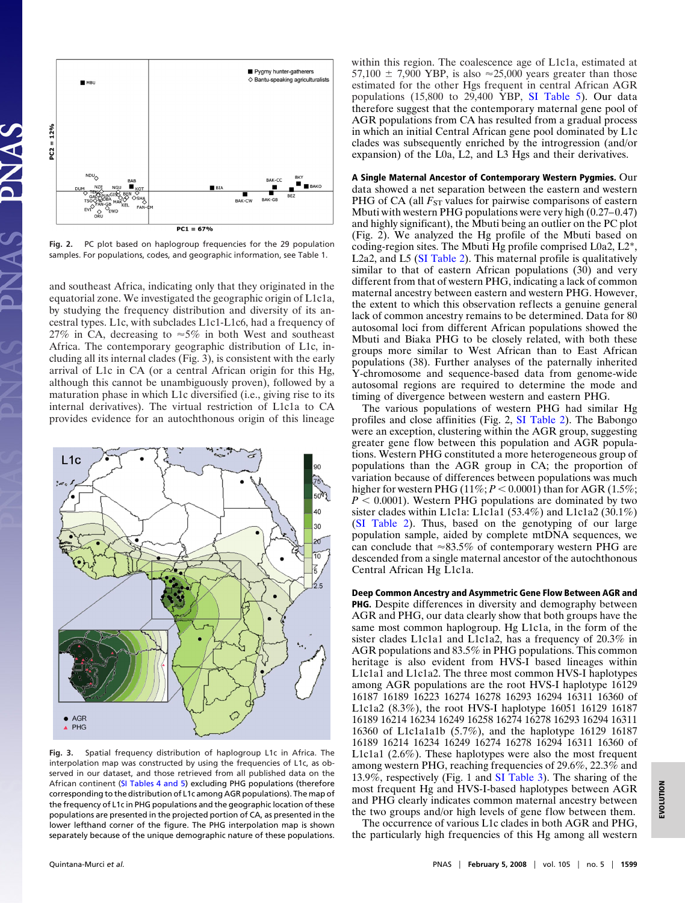and southeast Africa, indicating only that they originated in the equatorial zone. We investigated the geographic origin of L1c1a, by studying the frequency distribution and diversity of its ancestral types. L1c, with subclades L1c1-L1c6, had a frequency of 27% in CA, decreasing to ≈5% in both West and southeast Africa. The contemporary geographic distribution of L1c, including all its internal clades (Fig. 3), is consistent with the early arrival of L1c in CA (or a central African origin for this Hg, although this cannot be unambiguously proven), followed by a maturation phase in which L1c diversified (i.e., giving rise to its internal derivatives). The virtual restriction of L1c1a to CA provides evidence for an autochthonous origin of this lineage within this region. The coalescence age of L1c1a, estimated at 57,100 ± 7,900 YBP, is also ≈25,000 years greater than those estimated for the other Hgs frequent in central African AGR populations (15,800 to 29,400 YBP, SI Table 5). Our data therefore suggest that the contemporary maternal gene pool of AGR populations from CA has resulted from a gradual process in which an initial Central African gene pool dominated by L1c clades was subsequently enriched by the introgression (and/or expansion) of the L0a, L2, and L3 Hgs and their derivatives.

Fig. 2. PC plot based on haplogroup frequencies for the 29 population samples. For populations, codes, and geographic information, see Table 1.

Fig. 3. Spatial frequency distribution of haplogroup L1c in Africa. The interpolation map was constructed by using the frequencies of L1c, as observed in our dataset, and those retrieved from all published data on the African continent (SI Tables 4 and 5) excluding PHG populations (therefore corresponding to the distribution of L1c among AGR populations). The map of the frequency of L1c in PHG populations and the geographic location of these populations are presented in the projected portion of CA, as presented in the lower lefthand corner of the figure. The PHG interpolation map is shown separately because of the unique demographic nature of these populations.

**A Single Maternal Ancestor of Contemporary Western Pygmies.** Our data showed a net separation between the eastern and western PHG of CA (all $F_{ST}$ values for pairwise comparisons of eastern Mbuti with western PHG populations were very high (0.27–0.47) and highly significant), the Mbuti being an outlier on the PC plot (Fig. 2). We analyzed the Hg profile of the Mbuti based on coding-region sites. The Mbuti Hg profile comprised L0a2, L2*, L2a2, and L5 (SI Table 2). This maternal profile is qualitatively similar to that of eastern African populations (30) and very different from that of western PHG, indicating a lack of common maternal ancestry between eastern and western PHG. However, the extent to which this observation reflects a genuine general lack of common ancestry remains to be determined. Data for 80 autosomal loci from different African populations showed the Mbuti and Biaka PHG to be closely related, with both these groups more similar to West African than to East African populations (38). Further analyses of the paternally inherited Y-chromosome and sequence-based data from genome-wide autosomal regions are required to determine the mode and timing of divergence between western and eastern PHG.

The various populations of western PHG had similar Hg profiles and close affinities (Fig. 2, SI Table 2). The Babongo were an exception, clustering within the AGR group, suggesting greater gene flow between this population and AGR populations. Western PHG constituted a more heterogeneous group of populations than the AGR group in CA; the proportion of variation because of differences between populations was much higher for western PHG (11%; $P < 0.0001$) than for AGR (1.5%; $P < 0.0001$). Western PHG populations are dominated by two sister clades within L1c1a: L1c1a1 (53.4%) and L1c1a2 (30.1%) (SI Table 2). Thus, based on the genotyping of our large population sample, aided by complete mtDNA sequences, we can conclude that ≈83.5% of contemporary western PHG are descended from a single maternal ancestor of the autochthonous Central African Hg L1c1a.

**Deep Common Ancestry and Asymmetric Gene Flow Between AGR and PHG.** Despite differences in diversity and demography between AGR and PHG, our data clearly show that both groups have the same most common haplogroup. Hg L1c1a, in the form of the sister clades L1c1a1 and L1c1a2, has a frequency of 20.3% in AGR populations and 83.5% in PHG populations. This common heritage is also evident from HVS-I based lineages within L1c1a1 and L1c1a2. The three most common HVS-I haplotypes among AGR populations are the root HVS-I haplotype 16129 16187 16189 16223 16274 16278 16293 16294 16311 16360 of L1c1a2 (8.3%), the root HVS-I haplotype 16051 16129 16187 16189 16214 16234 16249 16258 16274 16278 16293 16294 16311 16360 of L1c1a1a1b (5.7%), and the haplotype 16129 16187 16189 16214 16234 16249 16274 16278 16294 16311 16360 of L1c1a1 (2.6%). These haplotypes were also the most frequent among western PHG, reaching frequencies of 29.6%, 22.3% and 13.9%, respectively (Fig. 1 and SI Table 3). The sharing of the most frequent Hg and HVS-I-based haplotypes between AGR and PHG clearly indicates common maternal ancestry between the two groups and/or high levels of gene flow between them.

The occurrence of various L1c clades in both AGR and PHG, the particularly high frequencies of this Hg among all western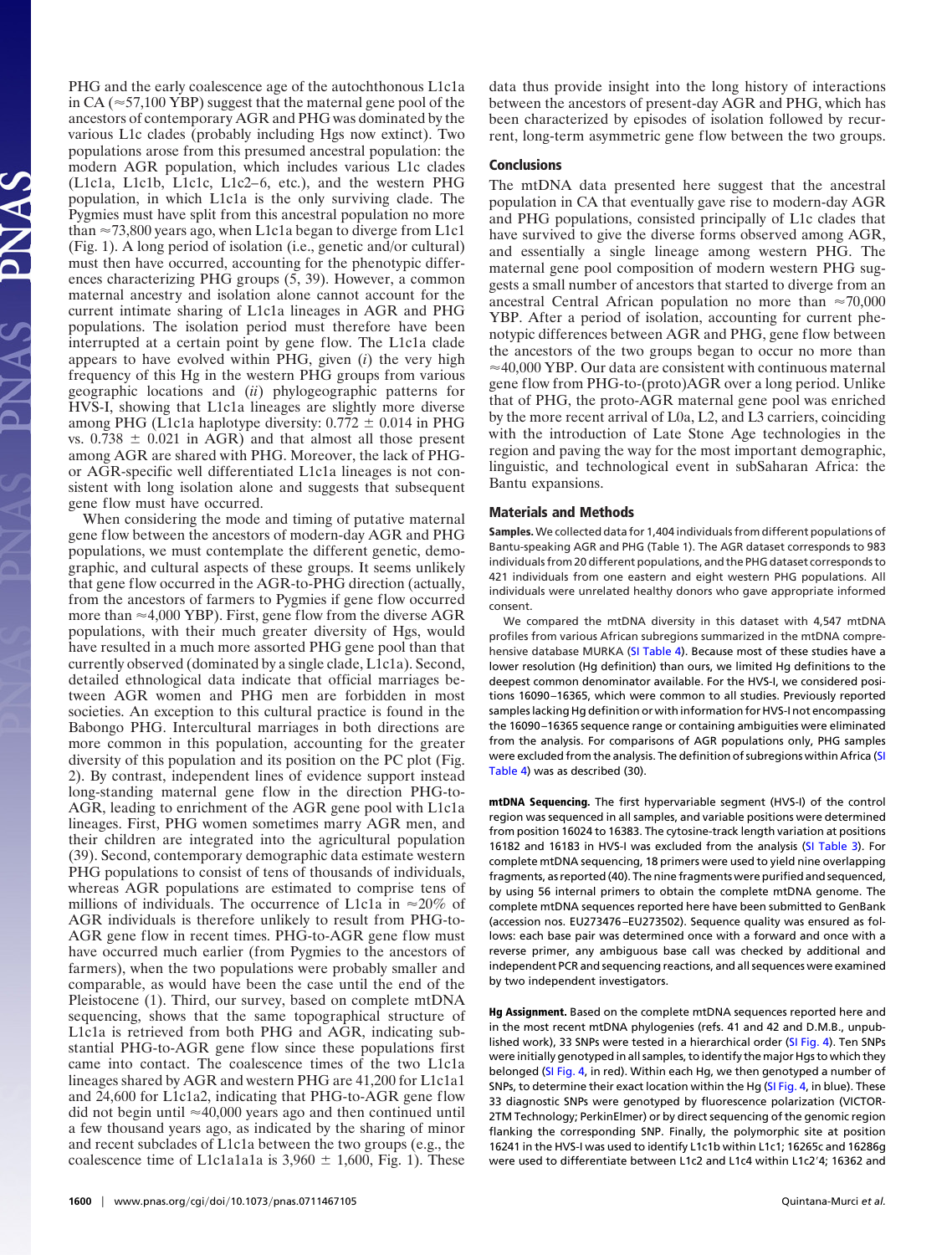PHG and the early coalescence age of the autochthonous L1c1a in CA (≈57,100 YBP) suggest that the maternal gene pool of the ancestors of contemporary AGR and PHG was dominated by the various L1c clades (probably including Hgs now extinct). Two populations arose from this presumed ancestral population: the modern AGR population, which includes various L1c clades (L1c1a, L1c1b, L1c1c, L1c2–6, etc.), and the western PHG population, in which L1c1a is the only surviving clade. The Pygmies must have split from this ancestral population no more than ≈73,800 years ago, when L1c1a began to diverge from L1c1 (Fig. 1). A long period of isolation (i.e., genetic and/or cultural) must then have occurred, accounting for the phenotypic differences characterizing PHG groups (5, 39). However, a common maternal ancestry and isolation alone cannot account for the current intimate sharing of L1c1a lineages in AGR and PHG populations. The isolation period must therefore have been interrupted at a certain point by gene flow. The L1c1a clade appears to have evolved within PHG, given (*i*) the very high frequency of this Hg in the western PHG groups from various geographic locations and (*ii*) phylogeographic patterns for HVS-I, showing that L1c1a lineages are slightly more diverse among PHG (L1c1a haplotype diversity: 0.772 ± 0.014 in PHG vs. 0.738 ± 0.021 in AGR) and that almost all those present among AGR are shared with PHG. Moreover, the lack of PHG- or AGR-specific well differentiated L1c1a lineages is not consistent with long isolation alone and suggests that subsequent gene flow must have occurred.

When considering the mode and timing of putative maternal gene flow between the ancestors of modern-day AGR and PHG populations, we must contemplate the different genetic, demographic, and cultural aspects of these groups. It seems unlikely that gene flow occurred in the AGR-to-PHG direction (actually, from the ancestors of farmers to Pygmies if gene flow occurred more than ≈4,000 YBP). First, gene flow from the diverse AGR populations, with their much greater diversity of Hgs, would have resulted in a much more assorted PHG gene pool than that currently observed (dominated by a single clade, L1c1a). Second, detailed ethnological data indicate that official marriages between AGR women and PHG men are forbidden in most societies. An exception to this cultural practice is found in the Babongo PHG. Intercultural marriages in both directions are more common in this population, accounting for the greater diversity of this population and its position on the PC plot (Fig. 2). By contrast, independent lines of evidence support instead long-standing maternal gene flow in the direction PHG-to-AGR, leading to enrichment of the AGR gene pool with L1c1a lineages. First, PHG women sometimes marry AGR men, and their children are integrated into the agricultural population (39). Second, contemporary demographic data estimate western PHG populations to consist of tens of thousands of individuals, whereas AGR populations are estimated to comprise tens of millions of individuals. The occurrence of L1c1a in ≈20% of AGR individuals is therefore unlikely to result from PHG-to-AGR gene flow in recent times. PHG-to-AGR gene flow must have occurred much earlier (from Pygmies to the ancestors of farmers), when the two populations were probably smaller and comparable, as would have been the case until the end of the Pleistocene (1). Third, our survey, based on complete mtDNA sequencing, shows that the same topographical structure of L1c1a is retrieved from both PHG and AGR, indicating substantial PHG-to-AGR gene flow since these populations first came into contact. The coalescence times of the two L1c1a lineages shared by AGR and western PHG are 41,200 for L1c1a1 and 24,600 for L1c1a2, indicating that PHG-to-AGR gene flow did not begin until ≈40,000 years ago and then continued until a few thousand years ago, as indicated by the sharing of minor and recent subclades of L1c1a between the two groups (e.g., the coalescence time of L1c1a1a1a is 3,960 ± 1,600, Fig. 1). These data thus provide insight into the long history of interactions between the ancestors of present-day AGR and PHG, which has been characterized by episodes of isolation followed by recurrent, long-term asymmetric gene flow between the two groups.

## Conclusions

The mtDNA data presented here suggest that the ancestral population in CA that eventually gave rise to modern-day AGR and PHG populations, consisted principally of L1c clades that have survived to give the diverse forms observed among AGR, and essentially a single lineage among western PHG. The maternal gene pool composition of modern western PHG suggests a small number of ancestors that started to diverge from an ancestral Central African population no more than ≈70,000 YBP. After a period of isolation, accounting for current phenotypic differences between AGR and PHG, gene flow between the ancestors of the two groups began to occur no more than ≈40,000 YBP. Our data are consistent with continuous maternal gene flow from PHG-to-(proto)AGR over a long period. Unlike that of PHG, the proto-AGR maternal gene pool was enriched by the more recent arrival of L0a, L2, and L3 carriers, coinciding with the introduction of Late Stone Age technologies in the region and paving the way for the most important demographic, linguistic, and technological event in subSaharan Africa: the Bantu expansions.

## Materials and Methods

**Samples.** We collected data for 1,404 individuals from different populations of Bantu-speaking AGR and PHG (Table 1). The AGR dataset corresponds to 983 individuals from 20 different populations, and the PHG dataset corresponds to 421 individuals from one eastern and eight western PHG populations. All individuals were unrelated healthy donors who gave appropriate informed consent.

We compared the mtDNA diversity in this dataset with 4,547 mtDNA profiles from various African subregions summarized in the mtDNA comprehensive database MURKA (SI Table 4). Because most of these studies have a lower resolution (Hg definition) than ours, we limited Hg definitions to the deepest common denominator available. For the HVS-I, we considered positions 16090–16365, which were common to all studies. Previously reported samples lacking Hg definition or with information for HVS-I not encompassing the 16090–16365 sequence range or containing ambiguities were eliminated from the analysis. For comparisons of AGR populations only, PHG samples were excluded from the analysis. The definition of subregions within Africa (SI Table 4) was as described (30).

**mtDNA Sequencing.** The first hypervariable segment (HVS-I) of the control region was sequenced in all samples, and variable positions were determined from position 16024 to 16383. The cytosine-track length variation at positions 16182 and 16183 in HVS-I was excluded from the analysis (SI Table 3). For complete mtDNA sequencing, 18 primers were used to yield nine overlapping fragments, as reported (40). The nine fragments were purified and sequenced, by using 56 internal primers to obtain the complete mtDNA genome. The complete mtDNA sequences reported here have been submitted to GenBank (accession nos. EU273476–EU273502). Sequence quality was ensured as follows: each base pair was determined once with a forward and once with a reverse primer, any ambiguous base call was checked by additional and independent PCR and sequencing reactions, and all sequences were examined by two independent investigators.

**Hg Assignment.** Based on the complete mtDNA sequences reported here and in the most recent mtDNA phylogenies (refs. 41 and 42 and D.M.B., unpublished work), 33 SNPs were tested in a hierarchical order (SI Fig. 4). Ten SNPs were initially genotyped in all samples, to identify the major Hgs to which they belonged (SI Fig. 4, in red). Within each Hg, we then genotyped a number of SNPs, to determine their exact location within the Hg (SI Fig. 4, in blue). These 33 diagnostic SNPs were genotyped by fluorescence polarization (VICTOR-2TM Technology; PerkinElmer) or by direct sequencing of the genomic region flanking the corresponding SNP. Finally, the polymorphic site at position 16241 in the HVS-I was used to identify L1c1b within L1c1; 16265c and 16286g were used to differentiate between L1c2 and L1c4 within L1c2′4; 16362 and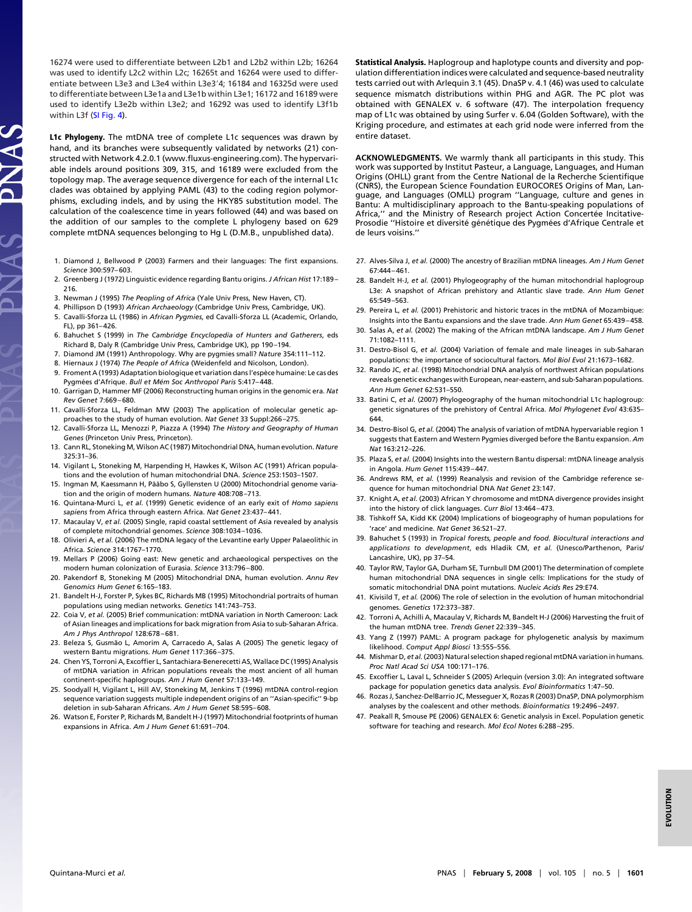16274 were used to differentiate between L2b1 and L2b2 within L2b; 16264 was used to identify L2c2 within L2c; 16265t and 16264 were used to differentiate between L3e3 and L3e4 within L3e3′4; 16184 and 16325d were used to differentiate between L3e1a and L3e1b within L3e1; 16172 and 16189 were used to identify L3e2b within L3e2; and 16292 was used to identify L3f1b within L3f (SI Fig. 4).

**L1c Phylogeny.** The mtDNA tree of complete L1c sequences was drawn by hand, and its branches were subsequently validated by networks (21) constructed with Network 4.2.0.1 (www.fluxus-engineering.com). The hypervariable indels around positions 309, 315, and 16189 were excluded from the topology map. The average sequence divergence for each of the internal L1c clades was obtained by applying PAML (43) to the coding region polymorphisms, excluding indels, and by using the HKY85 substitution model. The calculation of the coalescence time in years followed (44) and was based on the addition of our samples to the complete L phylogeny based on 629 complete mtDNA sequences belonging to Hg L (D.M.B., unpublished data).

**Statistical Analysis.** Haplogroup and haplotype counts and diversity and population differentiation indices were calculated and sequence-based neutrality tests carried out with Arlequin 3.1 (45). DnaSP v. 4.1 (46) was used to calculate sequence mismatch distributions within PHG and AGR. The PC plot was obtained with GENALEX v. 6 software (47). The interpolation frequency map of L1c was obtained by using Surfer v. 6.04 (Golden Software), with the Kriging procedure, and estimates at each grid node were inferred from the entire dataset.

**ACKNOWLEDGMENTS.** We warmly thank all participants in this study. This work was supported by Institut Pasteur, a Language, Languages, and Human Origins (OHLL) grant from the Centre National de la Recherche Scientifique (CNRS), the European Science Foundation EUROCORES Origins of Man, Language, and Languages (OMLL) program "Language, culture and genes in Bantu: A multidisciplinary approach to the Bantu-speaking populations of Africa," and the Ministry of Research project Action Concertée Incitative-Prosodie "Histoire et diversité génétique des Pygmées d'Afrique Centrale et de leurs voisins."

1. Diamond J, Bellwood P (2003) Farmers and their languages: The first expansions. *Science* 300:597–603.
2. Greenberg J (1972) Linguistic evidence regarding Bantu origins. *J African Hist* 17:189–216.
3. Newman J (1995) *The Peopling of Africa* (Yale Univ Press, New Haven, CT).
4. Phillipson D (1993) *African Archaeology* (Cambridge Univ Press, Cambridge, UK).
5. Cavalli-Sforza LL (1986) in *African Pygmies*, ed Cavalli-Sforza LL (Academic, Orlando, FL), pp 361–426.
6. Bahuchet S (1999) in *The Cambridge Encyclopedia of Hunters and Gatherers*, eds Richard B, Daly R (Cambridge Univ Press, Cambridge, UK), pp 190–194.
7. Diamond JM (1991) Anthropology. Why are pygmies small? *Nature* 354:111–112.
8. Hiernaux J (1974) *The People of Africa* (Weidenfeld and Nicolson, London).
9. Froment A (1993) Adaptation biologique et variation dans l'espèce humaine: Le cas des Pygmées d'Afrique. *Bull et Mém Soc Anthropol Paris* 5:417–448.
10. Garrigan D, Hammer MF (2006) Reconstructing human origins in the genomic era. *Nat Rev Genet* 7:669–680.
11. Cavalli-Sforza LL, Feldman MW (2003) The application of molecular genetic approaches to the study of human evolution. *Nat Genet* 33 Suppl:266–275.
12. Cavalli-Sforza LL, Menozzi P, Piazza A (1994) *The History and Geography of Human Genes* (Princeton Univ Press, Princeton).
13. Cann RL, Stoneking M, Wilson AC (1987) Mitochondrial DNA, human evolution. *Nature* 325:31–36.
14. Vigilant L, Stoneking M, Harpending H, Hawkes K, Wilson AC (1991) African populations and the evolution of human mitochondrial DNA. *Science* 253:1503–1507.
15. Ingman M, Kaessmann H, Pääbo S, Gyllensten U (2000) Mitochondrial genome variation and the origin of modern humans. *Nature* 408:708–713.
16. Quintana-Murci L, *et al.* (1999) Genetic evidence of an early exit of *Homo sapiens sapiens* from Africa through eastern Africa. *Nat Genet* 23:437–441.
17. Macaulay V, *et al.* (2005) Single, rapid coastal settlement of Asia revealed by analysis of complete mitochondrial genomes. *Science* 308:1034–1036.
18. Olivieri A, *et al.* (2006) The mtDNA legacy of the Levantine early Upper Palaeolithic in Africa. *Science* 314:1767–1770.
19. Mellars P (2006) Going east: New genetic and archaeological perspectives on the modern human colonization of Eurasia. *Science* 313:796–800.
20. Pakendorf B, Stoneking M (2005) Mitochondrial DNA, human evolution. *Annu Rev Genomics Hum Genet* 6:165–183.
21. Bandelt H-J, Forster P, Sykes BC, Richards MB (1995) Mitochondrial portraits of human populations using median networks. *Genetics* 141:743–753.
22. Coia V, *et al.* (2005) Brief communication: mtDNA variation in North Cameroon: Lack of Asian lineages and implications for back migration from Asia to sub-Saharan Africa. *Am J Phys Anthropol* 128:678–681.
23. Beleza S, Gusmão L, Amorim A, Carracedo A, Salas A (2005) The genetic legacy of western Bantu migrations. *Hum Genet* 117:366–375.
24. Chen YS, Torroni A, Excoffier L, Santachiara-Benerecetti AS, Wallace DC (1995) Analysis of mtDNA variation in African populations reveals the most ancient of all human continent-specific haplogroups. *Am J Hum Genet* 57:133–149.
25. Soodyall H, Vigilant L, Hill AV, Stoneking M, Jenkins T (1996) mtDNA control-region sequence variation suggests multiple independent origins of an "Asian-specific" 9-bp deletion in sub-Saharan Africans. *Am J Hum Genet* 58:595–608.
26. Watson E, Forster P, Richards M, Bandelt H-J (1997) Mitochondrial footprints of human expansions in Africa. *Am J Hum Genet* 61:691–704.
27. Alves-Silva J, *et al.* (2000) The ancestry of Brazilian mtDNA lineages. *Am J Hum Genet* 67:444–461.
28. Bandelt H-J, *et al.* (2001) Phylogeography of the human mitochondrial haplogroup L3e: A snapshot of African prehistory and Atlantic slave trade. *Ann Hum Genet* 65:549–563.
29. Pereira L, *et al.* (2001) Prehistoric and historic traces in the mtDNA of Mozambique: Insights into the Bantu expansions and the slave trade. *Ann Hum Genet* 65:439–458.
30. Salas A, *et al.* (2002) The making of the African mtDNA landscape. *Am J Hum Genet* 71:1082–1111.
31. Destro-Bisol G, *et al.* (2004) Variation of female and male lineages in sub-Saharan populations: the importance of sociocultural factors. *Mol Biol Evol* 21:1673–1682.
32. Rando JC, *et al.* (1998) Mitochondrial DNA analysis of northwest African populations reveals genetic exchanges with European, near-eastern, and sub-Saharan populations. *Ann Hum Genet* 62:531–550.
33. Batini C, *et al.* (2007) Phylogeography of the human mitochondrial L1c haplogroup: genetic signatures of the prehistory of Central Africa. *Mol Phylogenet Evol* 43:635–644.
34. Destro-Bisol G, *et al.* (2004) The analysis of variation of mtDNA hypervariable region 1 suggests that Eastern and Western Pygmies diverged before the Bantu expansion. *Am Nat* 163:212–226.
35. Plaza S, *et al.* (2004) Insights into the western Bantu dispersal: mtDNA lineage analysis in Angola. *Hum Genet* 115:439–447.
36. Andrews RM, *et al.* (1999) Reanalysis and revision of the Cambridge reference sequence for human mitochondrial DNA *Nat Genet* 23:147.
37. Knight A, *et al.* (2003) African Y chromosome and mtDNA divergence provides insight into the history of click languages. *Curr Biol* 13:464–473.
38. Tishkoff SA, Kidd KK (2004) Implications of biogeography of human populations for 'race' and medicine. *Nat Genet* 36:S21–27.
39. Bahuchet S (1993) in *Tropical forests, people and food. Biocultural interactions and applications to development*, eds Hladik CM, *et al.* (Unesco/Parthenon, Paris/Lancashire, UK), pp 37–54.
40. Taylor RW, Taylor GA, Durham SE, Turnbull DM (2001) The determination of complete human mitochondrial DNA sequences in single cells: Implications for the study of somatic mitochondrial DNA point mutations. *Nucleic Acids Res* 29:E74.
41. Kivisild T, *et al.* (2006) The role of selection in the evolution of human mitochondrial genomes. *Genetics* 172:373–387.
42. Torroni A, Achilli A, Macaulay V, Richards M, Bandelt H-J (2006) Harvesting the fruit of the human mtDNA tree. *Trends Genet* 22:339–345.
43. Yang Z (1997) PAML: A program package for phylogenetic analysis by maximum likelihood. *Comput Appl Biosci* 13:555–556.
44. Mishmar D, *et al.* (2003) Natural selection shaped regional mtDNA variation in humans. *Proc Natl Acad Sci USA* 100:171–176.
45. Excoffier L, Laval L, Schneider S (2005) Arlequin (version 3.0): An integrated software package for population genetics data analysis. *Evol Bioinformatics* 1:47–50.
46. Rozas J, Sanchez-DelBarrio JC, Messeguer X, Rozas R (2003) DnaSP, DNA polymorphism analyses by the coalescent and other methods. *Bioinformatics* 19:2496–2497.
47. Peakall R, Smouse PE (2006) GENALEX 6: Genetic analysis in Excel. Population genetic software for teaching and research. *Mol Ecol Notes* 6:288–295.